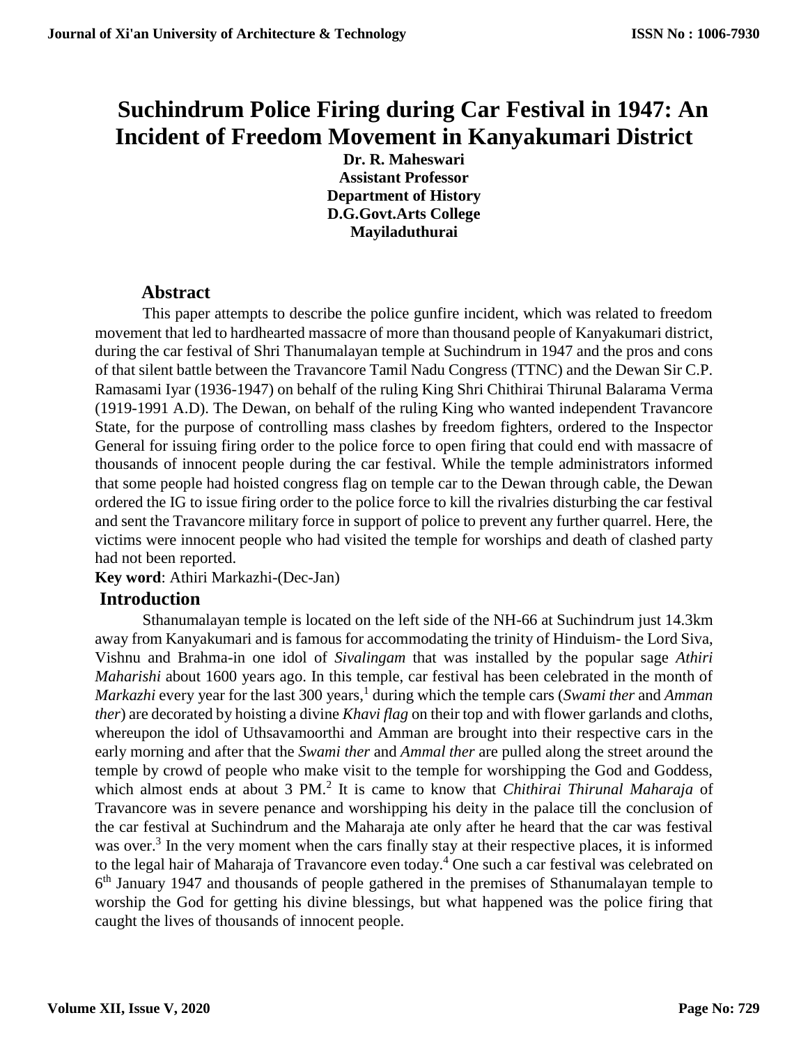# Suchindrum Police Firing during Car Festival in 1947: An Incident of Freedom Movement in Kanyakumari District

**Dr. R. Maheswari**
**Assistant Professor**
**Department of History**
**D.G.Govt.Arts College**
**Mayiladuthurai**

## Abstract

This paper attempts to describe the police gunfire incident, which was related to freedom movement that led to hardhearted massacre of more than thousand people of Kanyakumari district, during the car festival of Shri Thanumalayan temple at Suchindrum in 1947 and the pros and cons of that silent battle between the Travancore Tamil Nadu Congress (TTNC) and the Dewan Sir C.P. Ramasami Iyar (1936-1947) on behalf of the ruling King Shri Chithirai Thirunal Balarama Verma (1919-1991 A.D). The Dewan, on behalf of the ruling King who wanted independent Travancore State, for the purpose of controlling mass clashes by freedom fighters, ordered to the Inspector General for issuing firing order to the police force to open firing that could end with massacre of thousands of innocent people during the car festival. While the temple administrators informed that some people had hoisted congress flag on temple car to the Dewan through cable, the Dewan ordered the IG to issue firing order to the police force to kill the rivalries disturbing the car festival and sent the Travancore military force in support of police to prevent any further quarrel. Here, the victims were innocent people who had visited the temple for worships and death of clashed party had not been reported.

**Key word**: Athiri Markazhi-(Dec-Jan)

## Introduction

Sthanumalayan temple is located on the left side of the NH-66 at Suchindrum just 14.3km away from Kanyakumari and is famous for accommodating the trinity of Hinduism- the Lord Siva, Vishnu and Brahma-in one idol of *Sivalingam* that was installed by the popular sage *Athiri Maharishi* about 1600 years ago. In this temple, car festival has been celebrated in the month of *Markazhi* every year for the last 300 years,[1] during which the temple cars (*Swami ther* and *Amman ther*) are decorated by hoisting a divine *Khavi flag* on their top and with flower garlands and cloths, whereupon the idol of Uthsavamoorthi and Amman are brought into their respective cars in the early morning and after that the *Swami ther* and *Ammal ther* are pulled along the street around the temple by crowd of people who make visit to the temple for worshipping the God and Goddess, which almost ends at about 3 PM.[2] It is came to know that *Chithirai Thirunal Maharaja* of Travancore was in severe penance and worshipping his deity in the palace till the conclusion of the car festival at Suchindrum and the Maharaja ate only after he heard that the car was festival was over.[3] In the very moment when the cars finally stay at their respective places, it is informed to the legal hair of Maharaja of Travancore even today.[4] One such a car festival was celebrated on 6th January 1947 and thousands of people gathered in the premises of Sthanumalayan temple to worship the God for getting his divine blessings, but what happened was the police firing that caught the lives of thousands of innocent people.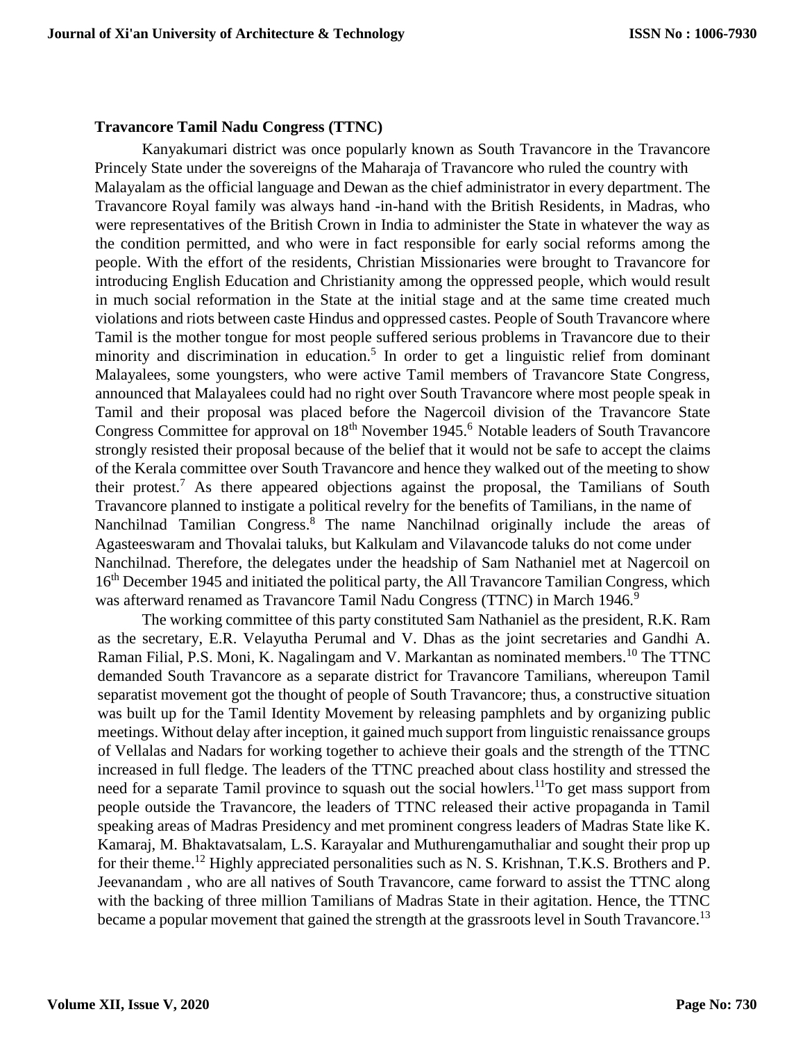### Travancore Tamil Nadu Congress (TTNC)

Kanyakumari district was once popularly known as South Travancore in the Travancore Princely State under the sovereigns of the Maharaja of Travancore who ruled the country with Malayalam as the official language and Dewan as the chief administrator in every department. The Travancore Royal family was always hand -in-hand with the British Residents, in Madras, who were representatives of the British Crown in India to administer the State in whatever the way as the condition permitted, and who were in fact responsible for early social reforms among the people. With the effort of the residents, Christian Missionaries were brought to Travancore for introducing English Education and Christianity among the oppressed people, which would result in much social reformation in the State at the initial stage and at the same time created much violations and riots between caste Hindus and oppressed castes. People of South Travancore where Tamil is the mother tongue for most people suffered serious problems in Travancore due to their minority and discrimination in education.[5] In order to get a linguistic relief from dominant Malayalees, some youngsters, who were active Tamil members of Travancore State Congress, announced that Malayalees could had no right over South Travancore where most people speak in Tamil and their proposal was placed before the Nagercoil division of the Travancore State Congress Committee for approval on 18th November 1945.[6] Notable leaders of South Travancore strongly resisted their proposal because of the belief that it would not be safe to accept the claims of the Kerala committee over South Travancore and hence they walked out of the meeting to show their protest.[7] As there appeared objections against the proposal, the Tamilians of South Travancore planned to instigate a political revelry for the benefits of Tamilians, in the name of Nanchilnad Tamilian Congress.[8] The name Nanchilnad originally include the areas of Agasteeswaram and Thovalai taluks, but Kalkulam and Vilavancode taluks do not come under Nanchilnad. Therefore, the delegates under the headship of Sam Nathaniel met at Nagercoil on 16th December 1945 and initiated the political party, the All Travancore Tamilian Congress, which was afterward renamed as Travancore Tamil Nadu Congress (TTNC) in March 1946.[9]

The working committee of this party constituted Sam Nathaniel as the president, R.K. Ram as the secretary, E.R. Velayutha Perumal and V. Dhas as the joint secretaries and Gandhi A. Raman Filial, P.S. Moni, K. Nagalingam and V. Markantan as nominated members.[10] The TTNC demanded South Travancore as a separate district for Travancore Tamilians, whereupon Tamil separatist movement got the thought of people of South Travancore; thus, a constructive situation was built up for the Tamil Identity Movement by releasing pamphlets and by organizing public meetings. Without delay after inception, it gained much support from linguistic renaissance groups of Vellalas and Nadars for working together to achieve their goals and the strength of the TTNC increased in full fledge. The leaders of the TTNC preached about class hostility and stressed the need for a separate Tamil province to squash out the social howlers.[11]To get mass support from people outside the Travancore, the leaders of TTNC released their active propaganda in Tamil speaking areas of Madras Presidency and met prominent congress leaders of Madras State like K. Kamaraj, M. Bhaktavatsalam, L.S. Karayalar and Muthurengamuthaliar and sought their prop up for their theme.[12] Highly appreciated personalities such as N. S. Krishnan, T.K.S. Brothers and P. Jeevanandam , who are all natives of South Travancore, came forward to assist the TTNC along with the backing of three million Tamilians of Madras State in their agitation. Hence, the TTNC became a popular movement that gained the strength at the grassroots level in South Travancore.[13]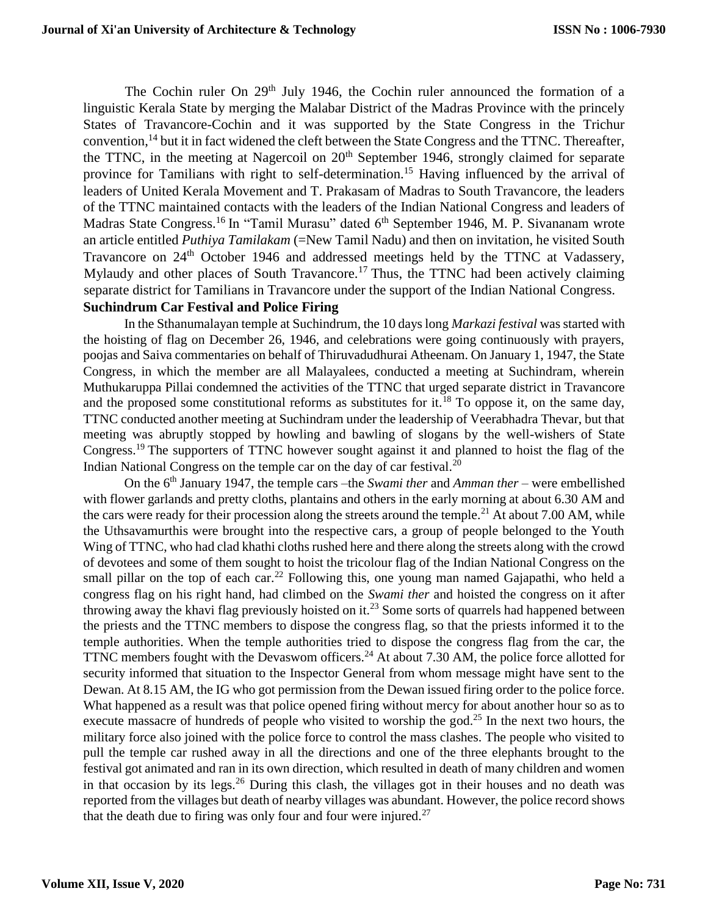The Cochin ruler On 29th July 1946, the Cochin ruler announced the formation of a linguistic Kerala State by merging the Malabar District of the Madras Province with the princely States of Travancore-Cochin and it was supported by the State Congress in the Trichur convention,[14] but it in fact widened the cleft between the State Congress and the TTNC. Thereafter, the TTNC, in the meeting at Nagercoil on 20th September 1946, strongly claimed for separate province for Tamilians with right to self-determination.[15] Having influenced by the arrival of leaders of United Kerala Movement and T. Prakasam of Madras to South Travancore, the leaders of the TTNC maintained contacts with the leaders of the Indian National Congress and leaders of Madras State Congress.[16] In "Tamil Murasu" dated 6th September 1946, M. P. Sivananam wrote an article entitled *Puthiya Tamilakam* (=New Tamil Nadu) and then on invitation, he visited South Travancore on 24th October 1946 and addressed meetings held by the TTNC at Vadassery, Mylaudy and other places of South Travancore.[17] Thus, the TTNC had been actively claiming separate district for Tamilians in Travancore under the support of the Indian National Congress.

## Suchindrum Car Festival and Police Firing

In the Sthanumalayan temple at Suchindrum, the 10 days long *Markazi festival* was started with the hoisting of flag on December 26, 1946, and celebrations were going continuously with prayers, poojas and Saiva commentaries on behalf of Thiruvadudhurai Atheenam. On January 1, 1947, the State Congress, in which the member are all Malayalees, conducted a meeting at Suchindram, wherein Muthukaruppa Pillai condemned the activities of the TTNC that urged separate district in Travancore and the proposed some constitutional reforms as substitutes for it.[18] To oppose it, on the same day, TTNC conducted another meeting at Suchindram under the leadership of Veerabhadra Thevar, but that meeting was abruptly stopped by howling and bawling of slogans by the well-wishers of State Congress.[19] The supporters of TTNC however sought against it and planned to hoist the flag of the Indian National Congress on the temple car on the day of car festival.[20]

On the 6th January 1947, the temple cars –the *Swami ther* and *Amman ther* – were embellished with flower garlands and pretty cloths, plantains and others in the early morning at about 6.30 AM and the cars were ready for their procession along the streets around the temple.[21] At about 7.00 AM, while the Uthsavamurthis were brought into the respective cars, a group of people belonged to the Youth Wing of TTNC, who had clad khathi cloths rushed here and there along the streets along with the crowd of devotees and some of them sought to hoist the tricolour flag of the Indian National Congress on the small pillar on the top of each car.[22] Following this, one young man named Gajapathi, who held a congress flag on his right hand, had climbed on the *Swami ther* and hoisted the congress on it after throwing away the khavi flag previously hoisted on it.[23] Some sorts of quarrels had happened between the priests and the TTNC members to dispose the congress flag, so that the priests informed it to the temple authorities. When the temple authorities tried to dispose the congress flag from the car, the TTNC members fought with the Devaswom officers.[24] At about 7.30 AM, the police force allotted for security informed that situation to the Inspector General from whom message might have sent to the Dewan. At 8.15 AM, the IG who got permission from the Dewan issued firing order to the police force. What happened as a result was that police opened firing without mercy for about another hour so as to execute massacre of hundreds of people who visited to worship the god.[25] In the next two hours, the military force also joined with the police force to control the mass clashes. The people who visited to pull the temple car rushed away in all the directions and one of the three elephants brought to the festival got animated and ran in its own direction, which resulted in death of many children and women in that occasion by its legs.[26] During this clash, the villages got in their houses and no death was reported from the villages but death of nearby villages was abundant. However, the police record shows that the death due to firing was only four and four were injured.[27]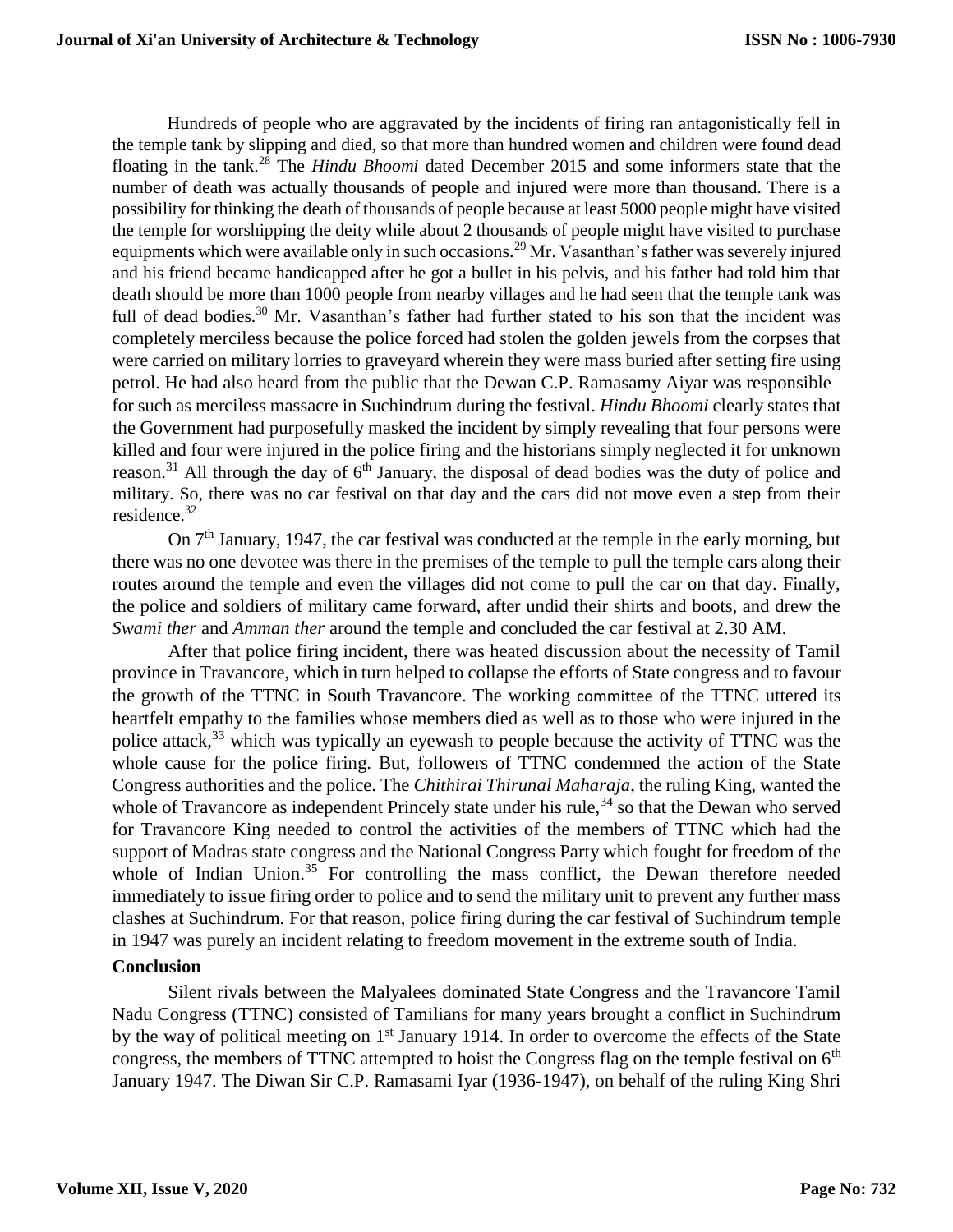Hundreds of people who are aggravated by the incidents of firing ran antagonistically fell in the temple tank by slipping and died, so that more than hundred women and children were found dead floating in the tank.[28] The *Hindu Bhoomi* dated December 2015 and some informers state that the number of death was actually thousands of people and injured were more than thousand. There is a possibility for thinking the death of thousands of people because at least 5000 people might have visited the temple for worshipping the deity while about 2 thousands of people might have visited to purchase equipments which were available only in such occasions.[29] Mr. Vasanthan's father was severely injured and his friend became handicapped after he got a bullet in his pelvis, and his father had told him that death should be more than 1000 people from nearby villages and he had seen that the temple tank was full of dead bodies.[30] Mr. Vasanthan's father had further stated to his son that the incident was completely merciless because the police forced had stolen the golden jewels from the corpses that were carried on military lorries to graveyard wherein they were mass buried after setting fire using petrol. He had also heard from the public that the Dewan C.P. Ramasamy Aiyar was responsible for such as merciless massacre in Suchindrum during the festival. *Hindu Bhoomi* clearly states that the Government had purposefully masked the incident by simply revealing that four persons were killed and four were injured in the police firing and the historians simply neglected it for unknown reason.[31] All through the day of 6th January, the disposal of dead bodies was the duty of police and military. So, there was no car festival on that day and the cars did not move even a step from their residence.[32]

On 7th January, 1947, the car festival was conducted at the temple in the early morning, but there was no one devotee was there in the premises of the temple to pull the temple cars along their routes around the temple and even the villages did not come to pull the car on that day. Finally, the police and soldiers of military came forward, after undid their shirts and boots, and drew the *Swami ther* and *Amman ther* around the temple and concluded the car festival at 2.30 AM.

After that police firing incident, there was heated discussion about the necessity of Tamil province in Travancore, which in turn helped to collapse the efforts of State congress and to favour the growth of the TTNC in South Travancore. The working committee of the TTNC uttered its heartfelt empathy to the families whose members died as well as to those who were injured in the police attack,[33] which was typically an eyewash to people because the activity of TTNC was the whole cause for the police firing. But, followers of TTNC condemned the action of the State Congress authorities and the police. The *Chithirai Thirunal Maharaja*, the ruling King, wanted the whole of Travancore as independent Princely state under his rule,[34] so that the Dewan who served for Travancore King needed to control the activities of the members of TTNC which had the support of Madras state congress and the National Congress Party which fought for freedom of the whole of Indian Union.[35] For controlling the mass conflict, the Dewan therefore needed immediately to issue firing order to police and to send the military unit to prevent any further mass clashes at Suchindrum. For that reason, police firing during the car festival of Suchindrum temple in 1947 was purely an incident relating to freedom movement in the extreme south of India.

## Conclusion

Silent rivals between the Malyalees dominated State Congress and the Travancore Tamil Nadu Congress (TTNC) consisted of Tamilians for many years brought a conflict in Suchindrum by the way of political meeting on 1st January 1914. In order to overcome the effects of the State congress, the members of TTNC attempted to hoist the Congress flag on the temple festival on 6th January 1947. The Diwan Sir C.P. Ramasami Iyar (1936-1947), on behalf of the ruling King Shri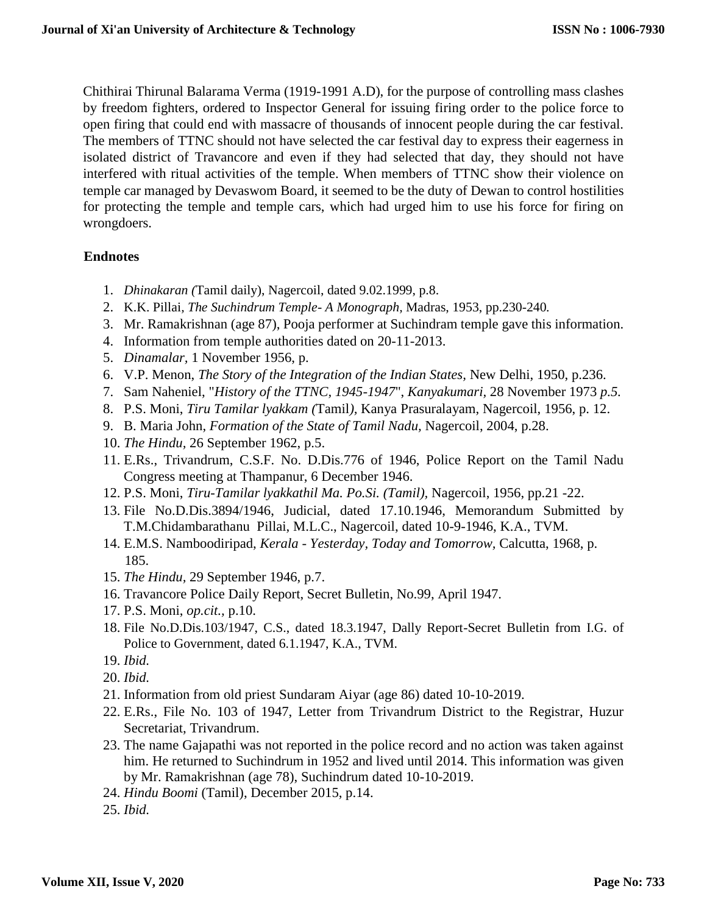Chithirai Thirunal Balarama Verma (1919-1991 A.D), for the purpose of controlling mass clashes by freedom fighters, ordered to Inspector General for issuing firing order to the police force to open firing that could end with massacre of thousands of innocent people during the car festival. The members of TTNC should not have selected the car festival day to express their eagerness in isolated district of Travancore and even if they had selected that day, they should not have interfered with ritual activities of the temple. When members of TTNC show their violence on temple car managed by Devaswom Board, it seemed to be the duty of Dewan to control hostilities for protecting the temple and temple cars, which had urged him to use his force for firing on wrongdoers.

## Endnotes

1. *Dhinakaran (*Tamil daily), Nagercoil, dated 9.02.1999, p.8.
2. K.K. Pillai*, The Suchindrum Temple- A Monograph*, Madras, 1953, pp.230-240*.*
3. Mr. Ramakrishnan (age 87), Pooja performer at Suchindram temple gave this information.
4. Information from temple authorities dated on 20-11-2013.
5. *Dinamalar,* 1 November 1956, p.
6. V.P. Menon, *The Story of the Integration of the Indian States*, New Delhi, 1950, p.236.
7. Sam Naheniel, "*History of the TTNC, 1945-1947*", *Kanyakumari,* 28 November 1973 *p.5.*
8. P.S. Moni, *Tiru Tamilar lyakkam (*Tamil*),* Kanya Prasuralayam, Nagercoil, 1956, p. 12.
9. B. Maria John, *Formation of the State of Tamil Nadu,* Nagercoil, 2004, p.28.
10. *The Hindu,* 26 September 1962, p.5.
11. E.Rs., Trivandrum, C.S.F. No. D.Dis.776 of 1946, Police Report on the Tamil Nadu Congress meeting at Thampanur, 6 December 1946.
12. P.S. Moni, *Tiru-Tamilar lyakkathil Ma. Po.Si. (Tamil),* Nagercoil, 1956, pp.21 -22.
13. File No.D.Dis.3894/1946, Judicial, dated 17.10.1946, Memorandum Submitted by T.M.Chidambarathanu Pillai, M.L.C., Nagercoil, dated 10-9-1946, K.A., TVM.
14. E.M.S. Namboodiripad, *Kerala - Yesterday, Today and Tomorrow*, Calcutta, 1968, p. 185.
15. *The Hindu*, 29 September 1946, p.7.
16. Travancore Police Daily Report, Secret Bulletin, No.99, April 1947.
17. P.S. Moni, *op.cit.,* p.10.
18. File No.D.Dis.103/1947, C.S., dated 18.3.1947, Dally Report-Secret Bulletin from I.G. of Police to Government, dated 6.1.1947, K.A., TVM.
19. *Ibid.*
20. *Ibid.*
21. Information from old priest Sundaram Aiyar (age 86) dated 10-10-2019.
22. E.Rs., File No. 103 of 1947, Letter from Trivandrum District to the Registrar, Huzur Secretariat, Trivandrum.
23. The name Gajapathi was not reported in the police record and no action was taken against him. He returned to Suchindrum in 1952 and lived until 2014. This information was given by Mr. Ramakrishnan (age 78), Suchindrum dated 10-10-2019.
24. *Hindu Boomi* (Tamil), December 2015, p.14.
25. *Ibid.*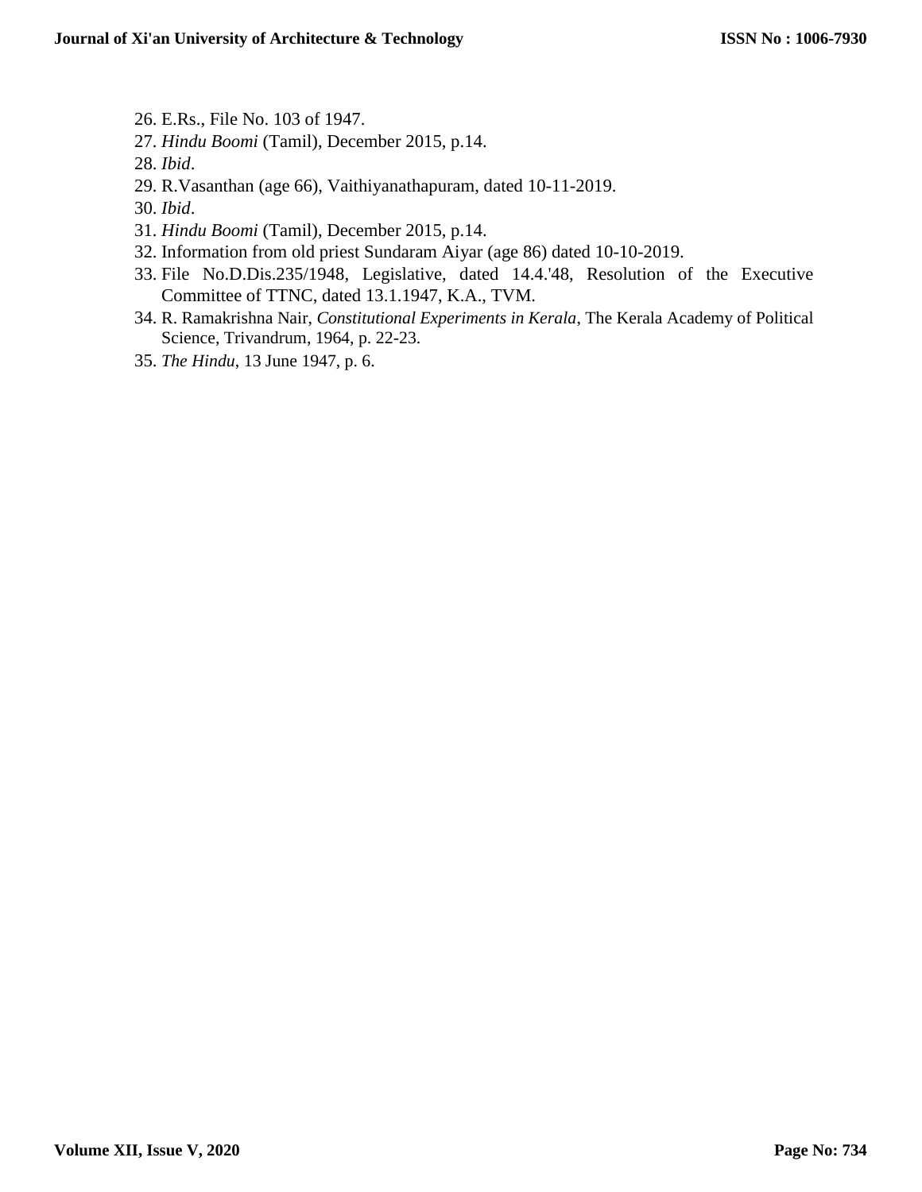26. E.Rs., File No. 103 of 1947.
27. *Hindu Boomi* (Tamil), December 2015, p.14.
28. *Ibid*.
29. R.Vasanthan (age 66), Vaithiyanathapuram, dated 10-11-2019.
30. *Ibid*.
31. *Hindu Boomi* (Tamil), December 2015, p.14.
32. Information from old priest Sundaram Aiyar (age 86) dated 10-10-2019.
33. File No.D.Dis.235/1948, Legislative, dated 14.4.'48, Resolution of the Executive Committee of TTNC, dated 13.1.1947, K.A., TVM.
34. R. Ramakrishna Nair, *Constitutional Experiments in Kerala*, The Kerala Academy of Political Science, Trivandrum, 1964, p. 22-23.
35. *The Hindu*, 13 June 1947, p. 6.